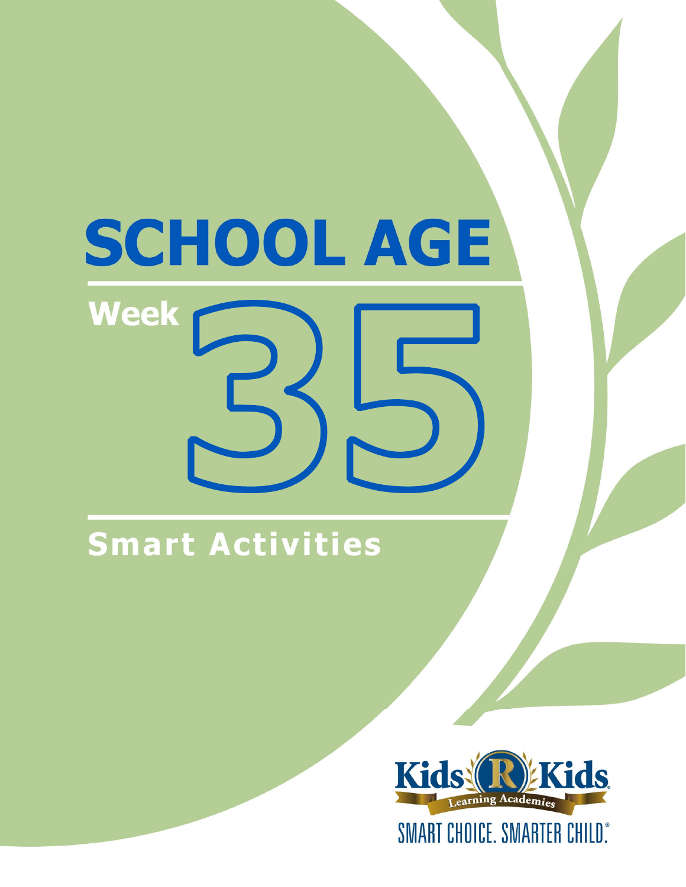# SCHOOL AGE

## Week 35

## Smart Activities

Kids R Kids Learning Academies

SMART CHOICE. SMARTER CHILD.®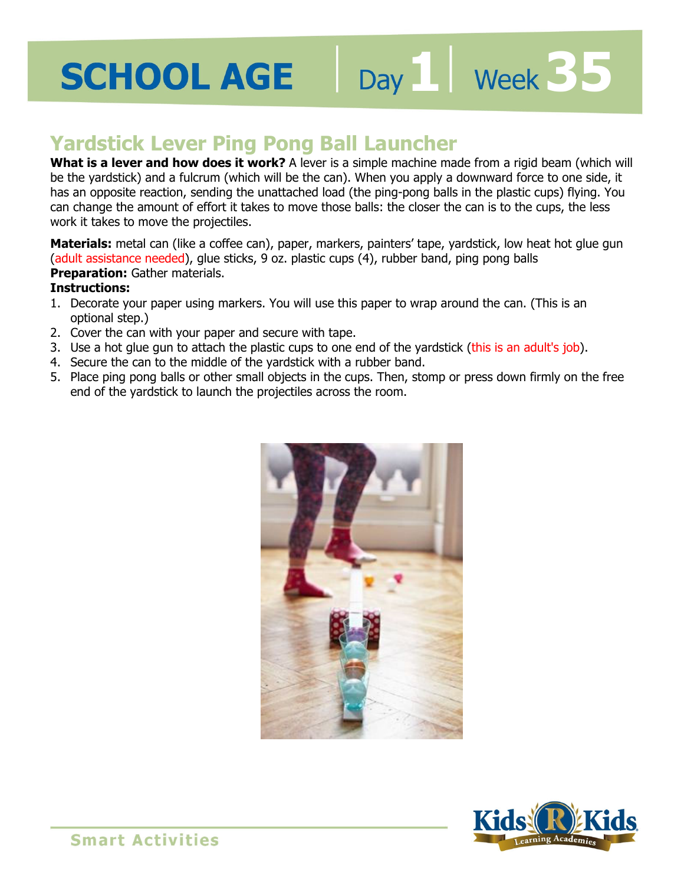# SCHOOL AGE | Day 1 | Week 35

## Yardstick Lever Ping Pong Ball Launcher

**What is a lever and how does it work?** A lever is a simple machine made from a rigid beam (which will be the yardstick) and a fulcrum (which will be the can). When you apply a downward force to one side, it has an opposite reaction, sending the unattached load (the ping-pong balls in the plastic cups) flying. You can change the amount of effort it takes to move those balls: the closer the can is to the cups, the less work it takes to move the projectiles.

**Materials:** metal can (like a coffee can), paper, markers, painters' tape, yardstick, low heat hot glue gun (adult assistance needed), glue sticks, 9 oz. plastic cups (4), rubber band, ping pong balls

**Preparation:** Gather materials.

**Instructions:**

1. Decorate your paper using markers. You will use this paper to wrap around the can. (This is an optional step.)
2. Cover the can with your paper and secure with tape.
3. Use a hot glue gun to attach the plastic cups to one end of the yardstick (this is an adult's job).
4. Secure the can to the middle of the yardstick with a rubber band.
5. Place ping pong balls or other small objects in the cups. Then, stomp or press down firmly on the free end of the yardstick to launch the projectiles across the room.

Smart Activities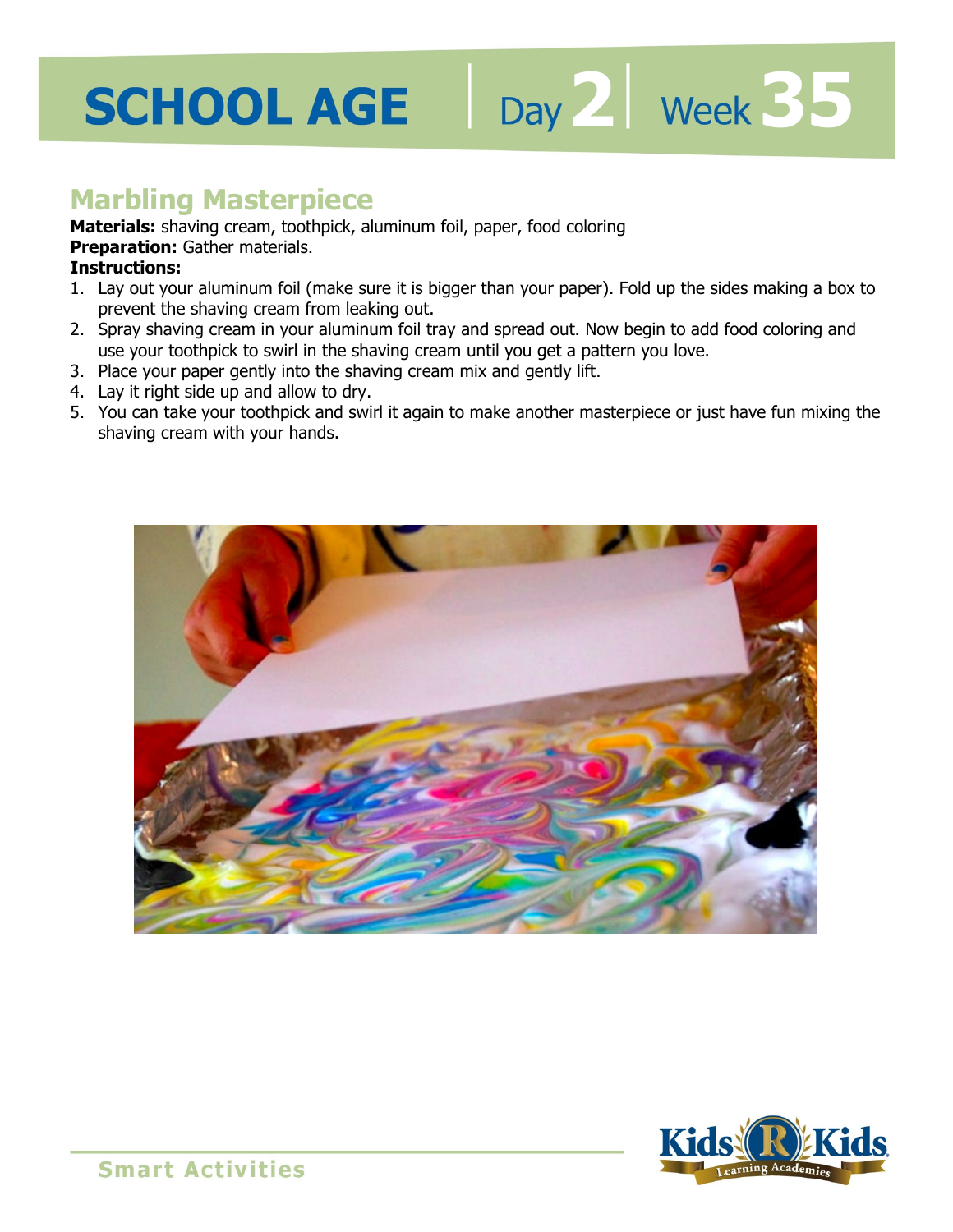# SCHOOL AGE | Day 2 | Week 35

## Marbling Masterpiece

**Materials:** shaving cream, toothpick, aluminum foil, paper, food coloring
**Preparation:** Gather materials.
**Instructions:**

1. Lay out your aluminum foil (make sure it is bigger than your paper). Fold up the sides making a box to prevent the shaving cream from leaking out.
2. Spray shaving cream in your aluminum foil tray and spread out. Now begin to add food coloring and use your toothpick to swirl in the shaving cream until you get a pattern you love.
3. Place your paper gently into the shaving cream mix and gently lift.
4. Lay it right side up and allow to dry.
5. You can take your toothpick and swirl it again to make another masterpiece or just have fun mixing the shaving cream with your hands.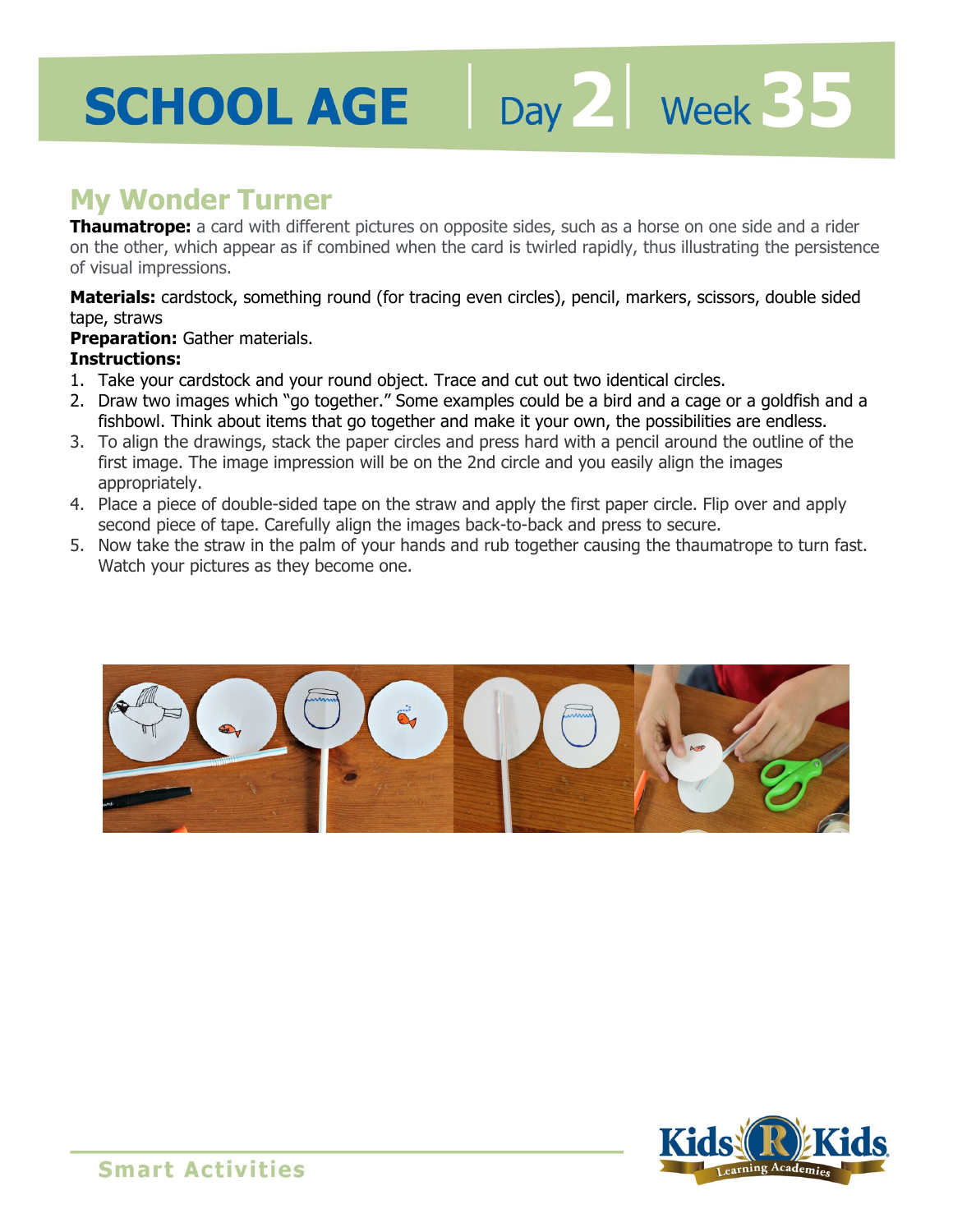# SCHOOL AGE | Day 2 | Week 35

## My Wonder Turner

**Thaumatrope:** a card with different pictures on opposite sides, such as a horse on one side and a rider on the other, which appear as if combined when the card is twirled rapidly, thus illustrating the persistence of visual impressions.

**Materials:** cardstock, something round (for tracing even circles), pencil, markers, scissors, double sided tape, straws

**Preparation:** Gather materials.

**Instructions:**

1. Take your cardstock and your round object. Trace and cut out two identical circles.
2. Draw two images which "go together." Some examples could be a bird and a cage or a goldfish and a fishbowl. Think about items that go together and make it your own, the possibilities are endless.
3. To align the drawings, stack the paper circles and press hard with a pencil around the outline of the first image. The image impression will be on the 2nd circle and you easily align the images appropriately.
4. Place a piece of double-sided tape on the straw and apply the first paper circle. Flip over and apply second piece of tape. Carefully align the images back-to-back and press to secure.
5. Now take the straw in the palm of your hands and rub together causing the thaumatrope to turn fast. Watch your pictures as they become one.

Smart Activities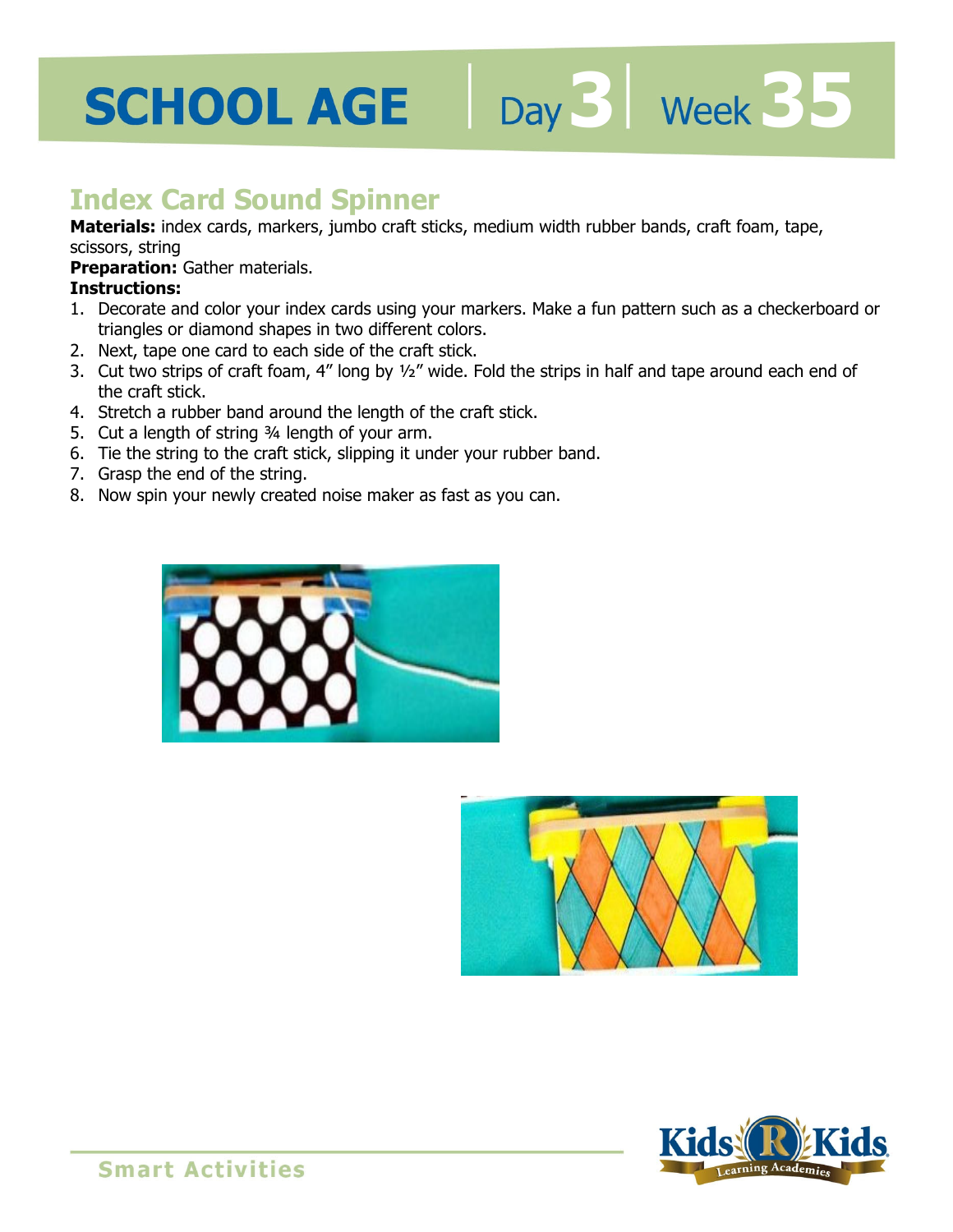# SCHOOL AGE | Day 3 | Week 35

## Index Card Sound Spinner

**Materials:** index cards, markers, jumbo craft sticks, medium width rubber bands, craft foam, tape, scissors, string

**Preparation:** Gather materials.

**Instructions:**

1. Decorate and color your index cards using your markers. Make a fun pattern such as a checkerboard or triangles or diamond shapes in two different colors.
2. Next, tape one card to each side of the craft stick.
3. Cut two strips of craft foam, 4" long by ½" wide. Fold the strips in half and tape around each end of the craft stick.
4. Stretch a rubber band around the length of the craft stick.
5. Cut a length of string ¾ length of your arm.
6. Tie the string to the craft stick, slipping it under your rubber band.
7. Grasp the end of the string.
8. Now spin your newly created noise maker as fast as you can.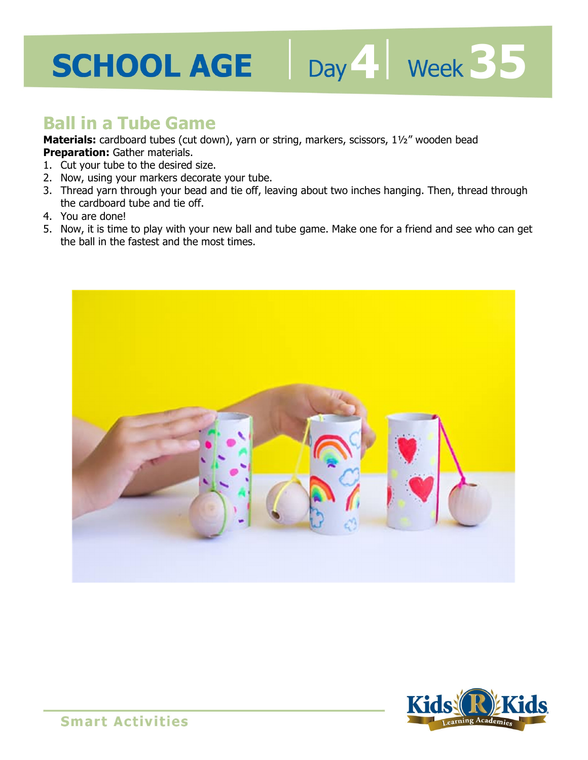# SCHOOL AGE | Day 4 | Week 35

## Ball in a Tube Game

**Materials:** cardboard tubes (cut down), yarn or string, markers, scissors, 1½″ wooden bead
**Preparation:** Gather materials.

1. Cut your tube to the desired size.
2. Now, using your markers decorate your tube.
3. Thread yarn through your bead and tie off, leaving about two inches hanging. Then, thread through the cardboard tube and tie off.
4. You are done!
5. Now, it is time to play with your new ball and tube game. Make one for a friend and see who can get the ball in the fastest and the most times.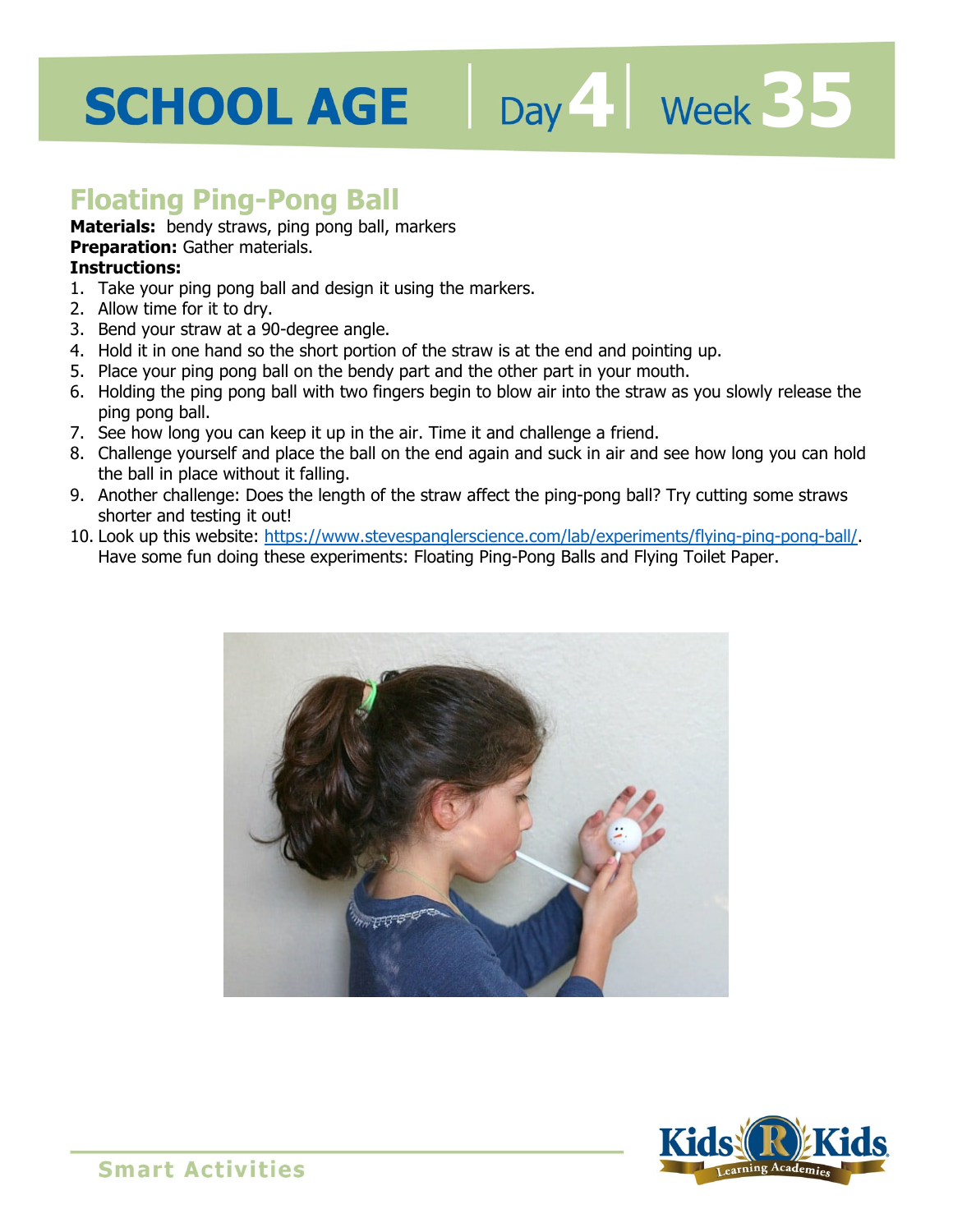# SCHOOL AGE | Day 4 | Week 35

## Floating Ping-Pong Ball

**Materials:** bendy straws, ping pong ball, markers
**Preparation:** Gather materials.
**Instructions:**

1. Take your ping pong ball and design it using the markers.
2. Allow time for it to dry.
3. Bend your straw at a 90-degree angle.
4. Hold it in one hand so the short portion of the straw is at the end and pointing up.
5. Place your ping pong ball on the bendy part and the other part in your mouth.
6. Holding the ping pong ball with two fingers begin to blow air into the straw as you slowly release the ping pong ball.
7. See how long you can keep it up in the air. Time it and challenge a friend.
8. Challenge yourself and place the ball on the end again and suck in air and see how long you can hold the ball in place without it falling.
9. Another challenge: Does the length of the straw affect the ping-pong ball? Try cutting some straws shorter and testing it out!
10. Look up this website: https://www.stevespanglerscience.com/lab/experiments/flying-ping-pong-ball/. Have some fun doing these experiments: Floating Ping-Pong Balls and Flying Toilet Paper.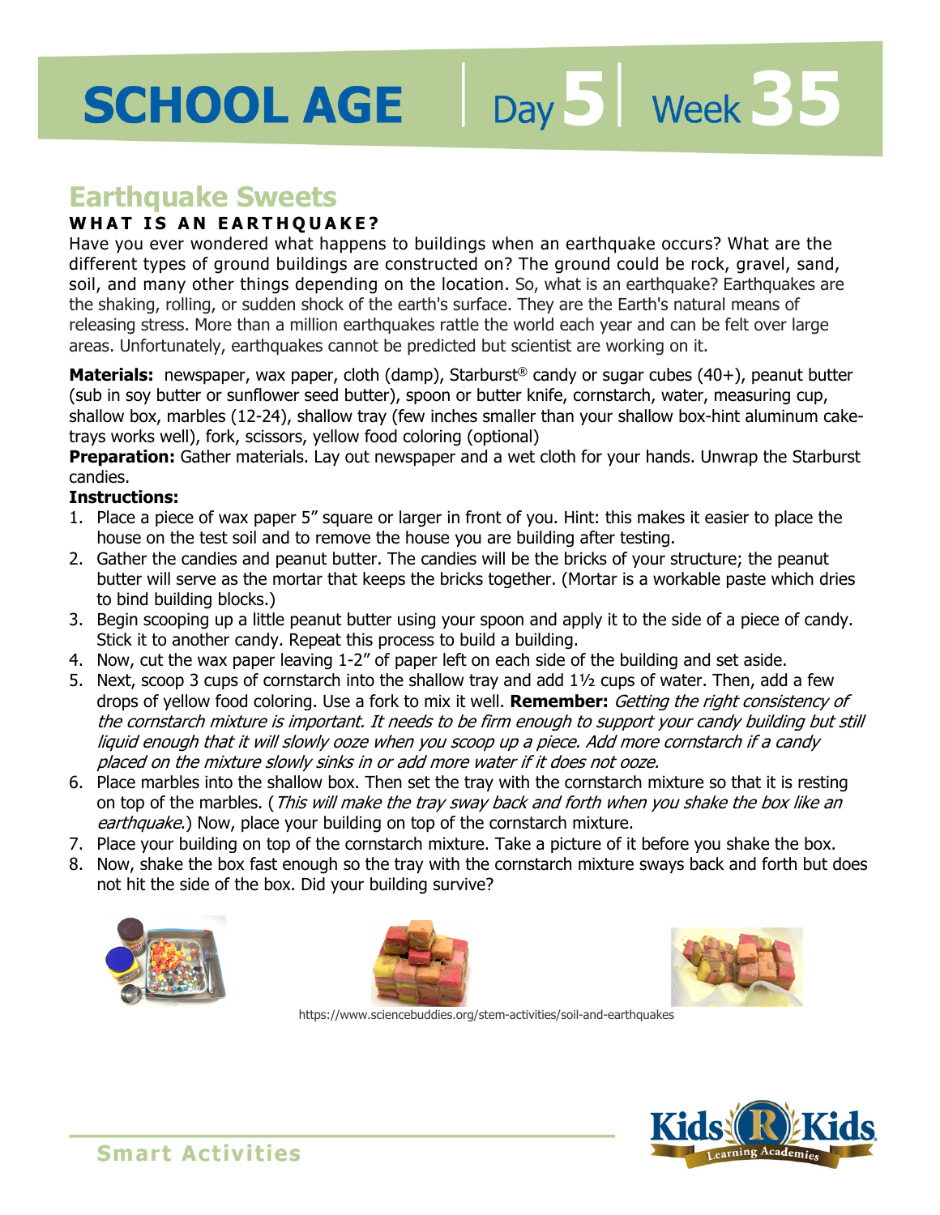# SCHOOL AGE | Day 5 | Week 35

## Earthquake Sweets

### WHAT IS AN EARTHQUAKE?

Have you ever wondered what happens to buildings when an earthquake occurs? What are the different types of ground buildings are constructed on? The ground could be rock, gravel, sand, soil, and many other things depending on the location. So, what is an earthquake? Earthquakes are the shaking, rolling, or sudden shock of the earth's surface. They are the Earth's natural means of releasing stress. More than a million earthquakes rattle the world each year and can be felt over large areas. Unfortunately, earthquakes cannot be predicted but scientist are working on it.

**Materials:** newspaper, wax paper, cloth (damp), Starburst® candy or sugar cubes (40+), peanut butter (sub in soy butter or sunflower seed butter), spoon or butter knife, cornstarch, water, measuring cup, shallow box, marbles (12-24), shallow tray (few inches smaller than your shallow box-hint aluminum cake-trays works well), fork, scissors, yellow food coloring (optional)

**Preparation:** Gather materials. Lay out newspaper and a wet cloth for your hands. Unwrap the Starburst candies.

**Instructions:**

1. Place a piece of wax paper 5" square or larger in front of you. Hint: this makes it easier to place the house on the test soil and to remove the house you are building after testing.
2. Gather the candies and peanut butter. The candies will be the bricks of your structure; the peanut butter will serve as the mortar that keeps the bricks together. (Mortar is a workable paste which dries to bind building blocks.)
3. Begin scooping up a little peanut butter using your spoon and apply it to the side of a piece of candy. Stick it to another candy. Repeat this process to build a building.
4. Now, cut the wax paper leaving 1-2" of paper left on each side of the building and set aside.
5. Next, scoop 3 cups of cornstarch into the shallow tray and add 1½ cups of water. Then, add a few drops of yellow food coloring. Use a fork to mix it well. **Remember:** *Getting the right consistency of the cornstarch mixture is important. It needs to be firm enough to support your candy building but still liquid enough that it will slowly ooze when you scoop up a piece. Add more cornstarch if a candy placed on the mixture slowly sinks in or add more water if it does not ooze.*
6. Place marbles into the shallow box. Then set the tray with the cornstarch mixture so that it is resting on top of the marbles. (*This will make the tray sway back and forth when you shake the box like an earthquake.*) Now, place your building on top of the cornstarch mixture.
7. Place your building on top of the cornstarch mixture. Take a picture of it before you shake the box.
8. Now, shake the box fast enough so the tray with the cornstarch mixture sways back and forth but does not hit the side of the box. Did your building survive?

https://www.sciencebuddies.org/stem-activities/soil-and-earthquakes

Smart Activities